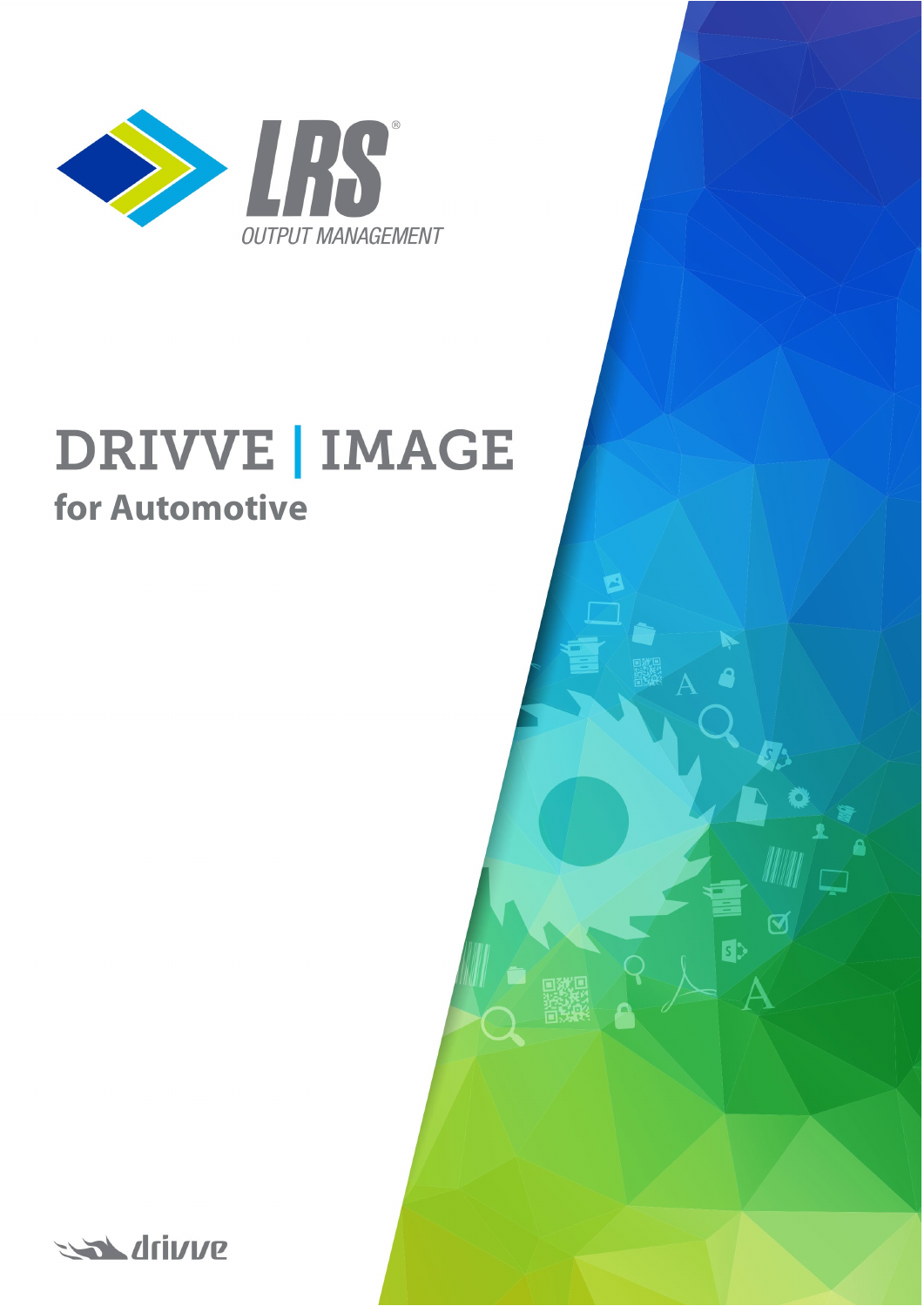LRS®

OUTPUT MANAGEMENT

# DRIVVE | IMAGE

## for Automotive

drivve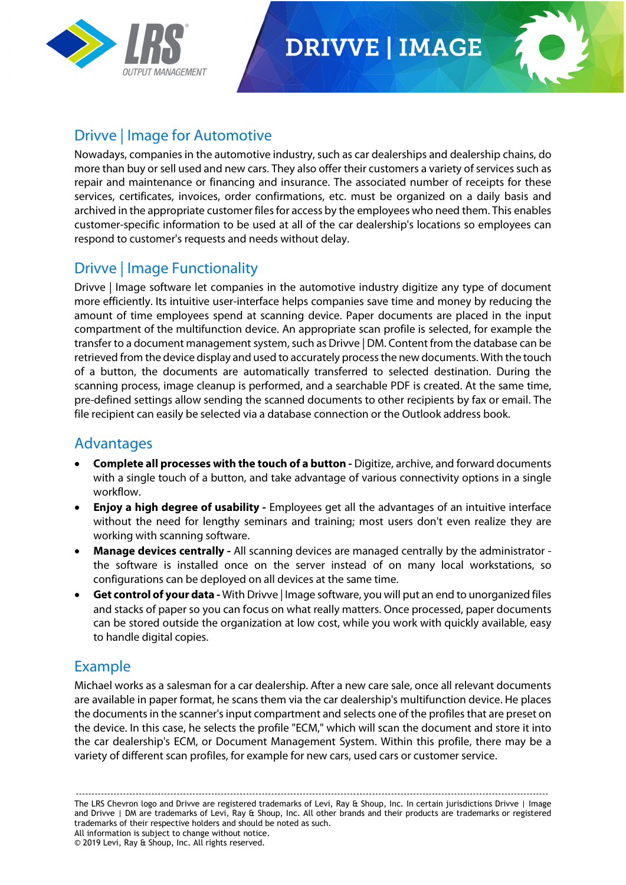## Drivve | Image for Automotive

Nowadays, companies in the automotive industry, such as car dealerships and dealership chains, do more than buy or sell used and new cars. They also offer their customers a variety of services such as repair and maintenance or financing and insurance. The associated number of receipts for these services, certificates, invoices, order confirmations, etc. must be organized on a daily basis and archived in the appropriate customer files for access by the employees who need them. This enables customer-specific information to be used at all of the car dealership's locations so employees can respond to customer's requests and needs without delay.

## Drivve | Image Functionality

Drivve | Image software let companies in the automotive industry digitize any type of document more efficiently. Its intuitive user-interface helps companies save time and money by reducing the amount of time employees spend at scanning device. Paper documents are placed in the input compartment of the multifunction device. An appropriate scan profile is selected, for example the transfer to a document management system, such as Drivve | DM. Content from the database can be retrieved from the device display and used to accurately process the new documents. With the touch of a button, the documents are automatically transferred to selected destination. During the scanning process, image cleanup is performed, and a searchable PDF is created. At the same time, pre-defined settings allow sending the scanned documents to other recipients by fax or email. The file recipient can easily be selected via a database connection or the Outlook address book.

## Advantages

- **Complete all processes with the touch of a button -** Digitize, archive, and forward documents with a single touch of a button, and take advantage of various connectivity options in a single workflow.
- **Enjoy a high degree of usability -** Employees get all the advantages of an intuitive interface without the need for lengthy seminars and training; most users don't even realize they are working with scanning software.
- **Manage devices centrally -** All scanning devices are managed centrally by the administrator - the software is installed once on the server instead of on many local workstations, so configurations can be deployed on all devices at the same time.
- **Get control of your data -** With Drivve | Image software, you will put an end to unorganized files and stacks of paper so you can focus on what really matters. Once processed, paper documents can be stored outside the organization at low cost, while you work with quickly available, easy to handle digital copies.

## Example

Michael works as a salesman for a car dealership. After a new care sale, once all relevant documents are available in paper format, he scans them via the car dealership's multifunction device. He places the documents in the scanner's input compartment and selects one of the profiles that are preset on the device. In this case, he selects the profile "ECM," which will scan the document and store it into the car dealership's ECM, or Document Management System. Within this profile, there may be a variety of different scan profiles, for example for new cars, used cars or customer service.

---

The LRS Chevron logo and Drivve are registered trademarks of Levi, Ray & Shoup, Inc. In certain jurisdictions Drivve | Image and Drivve | DM are trademarks of Levi, Ray & Shoup, Inc. All other brands and their products are trademarks or registered trademarks of their respective holders and should be noted as such.
All information is subject to change without notice.
© 2019 Levi, Ray & Shoup, Inc. All rights reserved.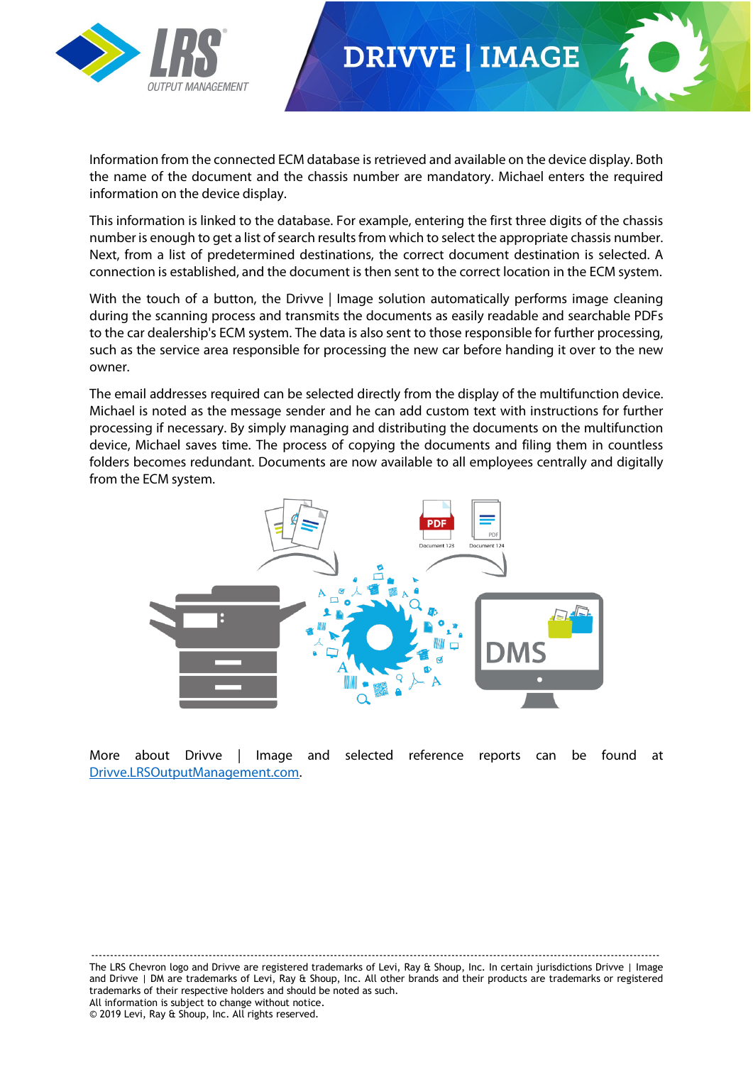Information from the connected ECM database is retrieved and available on the device display. Both the name of the document and the chassis number are mandatory. Michael enters the required information on the device display.

This information is linked to the database. For example, entering the first three digits of the chassis number is enough to get a list of search results from which to select the appropriate chassis number. Next, from a list of predetermined destinations, the correct document destination is selected. A connection is established, and the document is then sent to the correct location in the ECM system.

With the touch of a button, the Drivve | Image solution automatically performs image cleaning during the scanning process and transmits the documents as easily readable and searchable PDFs to the car dealership's ECM system. The data is also sent to those responsible for further processing, such as the service area responsible for processing the new car before handing it over to the new owner.

The email addresses required can be selected directly from the display of the multifunction device. Michael is noted as the message sender and he can add custom text with instructions for further processing if necessary. By simply managing and distributing the documents on the multifunction device, Michael saves time. The process of copying the documents and filing them in countless folders becomes redundant. Documents are now available to all employees centrally and digitally from the ECM system.

PDF
Document 123
PDF
Document 124
DMS

More about Drivve | Image and selected reference reports can be found at [Drivve.LRSOutputManagement.com](Drivve.LRSOutputManagement.com).

---

The LRS Chevron logo and Drivve are registered trademarks of Levi, Ray & Shoup, Inc. In certain jurisdictions Drivve | Image and Drivve | DM are trademarks of Levi, Ray & Shoup, Inc. All other brands and their products are trademarks or registered trademarks of their respective holders and should be noted as such.
All information is subject to change without notice.
© 2019 Levi, Ray & Shoup, Inc. All rights reserved.